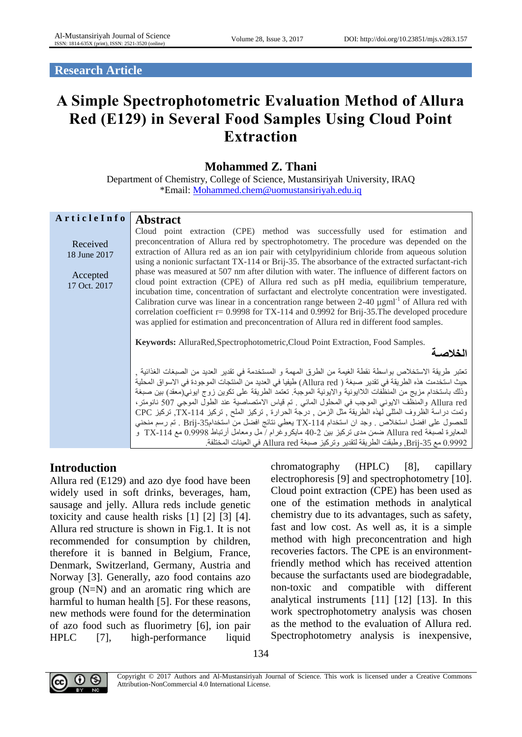## Research Article

# A Simple Spectrophotometric Evaluation Method of Allura Red (E129) in Several Food Samples Using Cloud Point Extraction

**Mohammed Z. Thani**

Department of Chemistry, College of Science, Mustansiriyah University, IRAQ

*Email: Mohammed.chem@uomustansiriyah.edu.iq

**Article Info**

Received 18 June 2017

Accepted 17 Oct. 2017

## Abstract

Cloud point extraction (CPE) method was successfully used for estimation and preconcentration of Allura red by spectrophotometry. The procedure was depended on the extraction of Allura red as an ion pair with cetylpyridinium chloride from aqueous solution using a nonionic surfactant TX-114 or Brij-35. The absorbance of the extracted surfactant-rich phase was measured at 507 nm after dilution with water. The influence of different factors on cloud point extraction (CPE) of Allura red such as pH media, equilibrium temperature, incubation time, concentration of surfactant and electrolyte concentration were investigated. Calibration curve was linear in a concentration range between 2-40 µgml$^{-1}$ of Allura red with correlation coefficient r= 0.9998 for TX-114 and 0.9992 for Brij-35.The developed procedure was applied for estimation and preconcentration of Allura red in different food samples.

**Keywords:** AlluraRed,Spectrophotometric,Cloud Point Extraction, Food Samples.

## الخلاصة

تعتبر طريقة الاستخلاص بواسطة نقطة الغيمة من الطرق المهمة و المستخدمة في تقدير العديد من الصبغات الغذائية , حيث استخدمت هذه الطريقة في تقدير صبغة ( Allura red) طيفيا في العديد من المنتجات الموجودة في الاسواق المحلية وذلك باستخدام مزيج من المنظفات اللاايونية والايونية الموجبة. تعتمد الطريقة على تكوين زوج ايوني(معقد) بين صبغة Allura red والمنظف الايوني الموجب في المحلول المائي . تم قياس الامتصاصية عند الطول الموجي 507 نانومتر، وتمت دراسة الظروف المثلى لهذه الطريقة مثل الزمن , درجة الحرارة , تركيز الملح , تركيز TX-114, تركيز CPC للحصول على افضل استخلاص . وجد ان استخدام TX-114 يعطي نتائج افضل من استخدامBrij-35 . تم رسم منحني المعايرة لصبغة Allura red ضمن مدى تركيز بين 2-40 مايكروغرام / مل ومعامل أرتباط 0.9998 مع TX-114 و 0.9992 مع Brij-35, وطبقت الطريقة لتقدير وتركيز صبغة Allura red في العينات المختلفة.

## Introduction

Allura red (E129) and azo dye food have been widely used in soft drinks, beverages, ham, sausage and jelly. Allura reds include genetic toxicity and cause health risks [1] [2] [3] [4]. Allura red structure is shown in Fig.1. It is not recommended for consumption by children, therefore it is banned in Belgium, France, Denmark, Switzerland, Germany, Austria and Norway [3]. Generally, azo food contains azo group (N=N) and an aromatic ring which are harmful to human health [5]. For these reasons, new methods were found for the determination of azo food such as fluorimetry [6], ion pair HPLC [7], high-performance liquid chromatography (HPLC) [8], capillary electrophoresis [9] and spectrophotometry [10]. Cloud point extraction (CPE) has been used as one of the estimation methods in analytical chemistry due to its advantages, such as safety, fast and low cost. As well as, it is a simple method with high preconcentration and high recoveries factors. The CPE is an environment-friendly method which has received attention because the surfactants used are biodegradable, non-toxic and compatible with different analytical instruments [11] [12] [13]. In this work spectrophotometry analysis was chosen as the method to the evaluation of Allura red. Spectrophotometry analysis is inexpensive,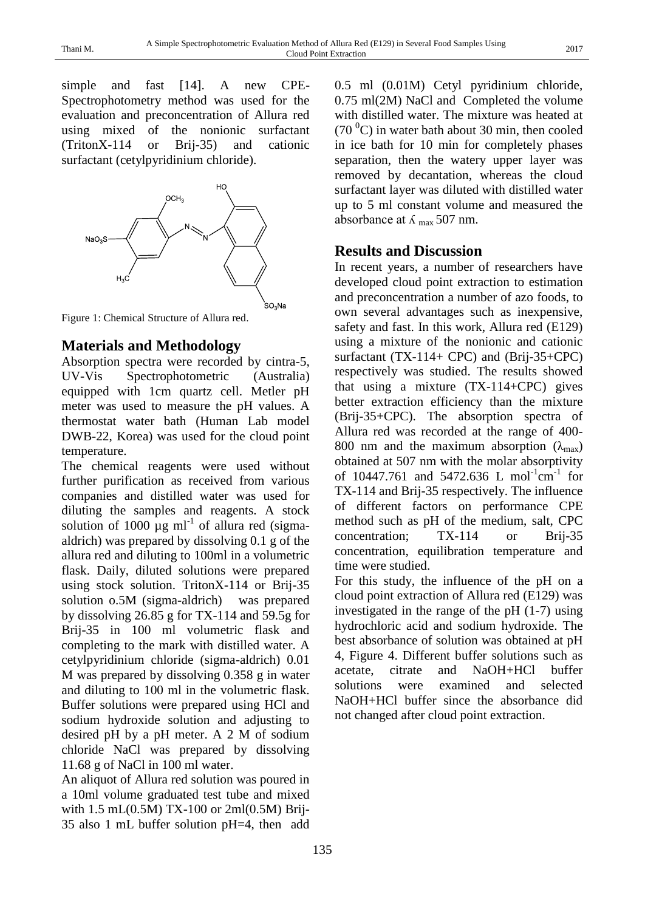simple and fast [14]. A new CPE-Spectrophotometry method was used for the evaluation and preconcentration of Allura red using mixed of the nonionic surfactant (TritonX-114 or Brij-35) and cationic surfactant (cetylpyridinium chloride).

Figure 1: Chemical Structure of Allura red.

## Materials and Methodology

Absorption spectra were recorded by cintra-5, UV-Vis Spectrophotometric (Australia) equipped with 1cm quartz cell. Metler pH meter was used to measure the pH values. A thermostat water bath (Human Lab model DWB-22, Korea) was used for the cloud point temperature.

The chemical reagents were used without further purification as received from various companies and distilled water was used for diluting the samples and reagents. A stock solution of 1000 µg $ml^{-1}$ of allura red (sigma-aldrich) was prepared by dissolving 0.1 g of the allura red and diluting to 100ml in a volumetric flask. Daily, diluted solutions were prepared using stock solution. TritonX-114 or Brij-35 solution o.5M (sigma-aldrich) was prepared by dissolving 26.85 g for TX-114 and 59.5g for Brij-35 in 100 ml volumetric flask and completing to the mark with distilled water. A cetylpyridinium chloride (sigma-aldrich) 0.01 M was prepared by dissolving 0.358 g in water and diluting to 100 ml in the volumetric flask. Buffer solutions were prepared using HCl and sodium hydroxide solution and adjusting to desired pH by a pH meter. A 2 M of sodium chloride NaCl was prepared by dissolving 11.68 g of NaCl in 100 ml water.

An aliquot of Allura red solution was poured in a 10ml volume graduated test tube and mixed with 1.5 mL(0.5M) TX-100 or 2ml(0.5M) Brij-35 also 1 mL buffer solution pH=4, then add 0.5 ml (0.01M) Cetyl pyridinium chloride, 0.75 ml(2M) NaCl and Completed the volume with distilled water. The mixture was heated at (70 $^{0}$C) in water bath about 30 min, then cooled in ice bath for 10 min for completely phases separation, then the watery upper layer was removed by decantation, whereas the cloud surfactant layer was diluted with distilled water up to 5 ml constant volume and measured the absorbance at $\lambda_{max}$ 507 nm.

## Results and Discussion

In recent years, a number of researchers have developed cloud point extraction to estimation and preconcentration a number of azo foods, to own several advantages such as inexpensive, safety and fast. In this work, Allura red (E129) using a mixture of the nonionic and cationic surfactant (TX-114+ CPC) and (Brij-35+CPC) respectively was studied. The results showed that using a mixture (TX-114+CPC) gives better extraction efficiency than the mixture (Brij-35+CPC). The absorption spectra of Allura red was recorded at the range of 400-800 nm and the maximum absorption ($\lambda_{max}$) obtained at 507 nm with the molar absorptivity of 10447.761 and 5472.636 L $mol^{-1}cm^{-1}$ for TX-114 and Brij-35 respectively. The influence of different factors on performance CPE method such as pH of the medium, salt, CPC concentration; TX-114 or Brij-35 concentration, equilibration temperature and time were studied.

For this study, the influence of the pH on a cloud point extraction of Allura red (E129) was investigated in the range of the pH (1-7) using hydrochloric acid and sodium hydroxide. The best absorbance of solution was obtained at pH 4, Figure 4. Different buffer solutions such as acetate, citrate and NaOH+HCl buffer solutions were examined and selected NaOH+HCl buffer since the absorbance did not changed after cloud point extraction.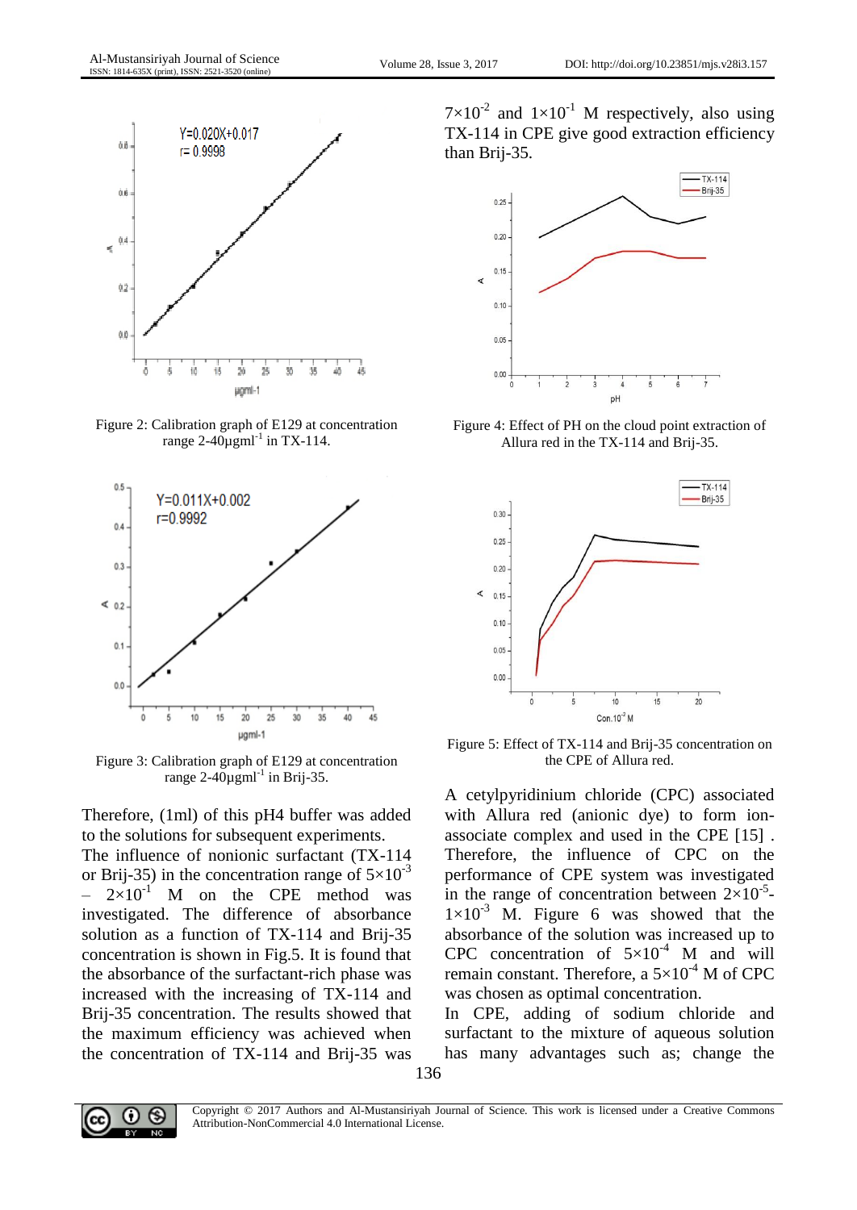Figure 2: Calibration graph of E129 at concentration range 2-40µgml$^{-1}$ in TX-114.

Figure 3: Calibration graph of E129 at concentration range 2-40µgml$^{-1}$ in Brij-35.

Therefore, (1ml) of this pH4 buffer was added to the solutions for subsequent experiments.

The influence of nonionic surfactant (TX-114 or Brij-35) in the concentration range of $5\times10^{-3}$ – $2\times10^{-1}$ M on the CPE method was investigated. The difference of absorbance solution as a function of TX-114 and Brij-35 concentration is shown in Fig.5. It is found that the absorbance of the surfactant-rich phase was increased with the increasing of TX-114 and Brij-35 concentration. The results showed that the maximum efficiency was achieved when the concentration of TX-114 and Brij-35 was $7\times10^{-2}$ and $1\times10^{-1}$ M respectively, also using TX-114 in CPE give good extraction efficiency than Brij-35.

Figure 4: Effect of PH on the cloud point extraction of Allura red in the TX-114 and Brij-35.

Figure 5: Effect of TX-114 and Brij-35 concentration on the CPE of Allura red.

A cetylpyridinium chloride (CPC) associated with Allura red (anionic dye) to form ion-associate complex and used in the CPE [15] . Therefore, the influence of CPC on the performance of CPE system was investigated in the range of concentration between $2\times10^{-5}$-$1\times10^{-3}$ M. Figure 6 was showed that the absorbance of the solution was increased up to CPC concentration of $5\times10^{-4}$ M and will remain constant. Therefore, a $5\times10^{-4}$ M of CPC was chosen as optimal concentration.

In CPE, adding of sodium chloride and surfactant to the mixture of aqueous solution has many advantages such as; change the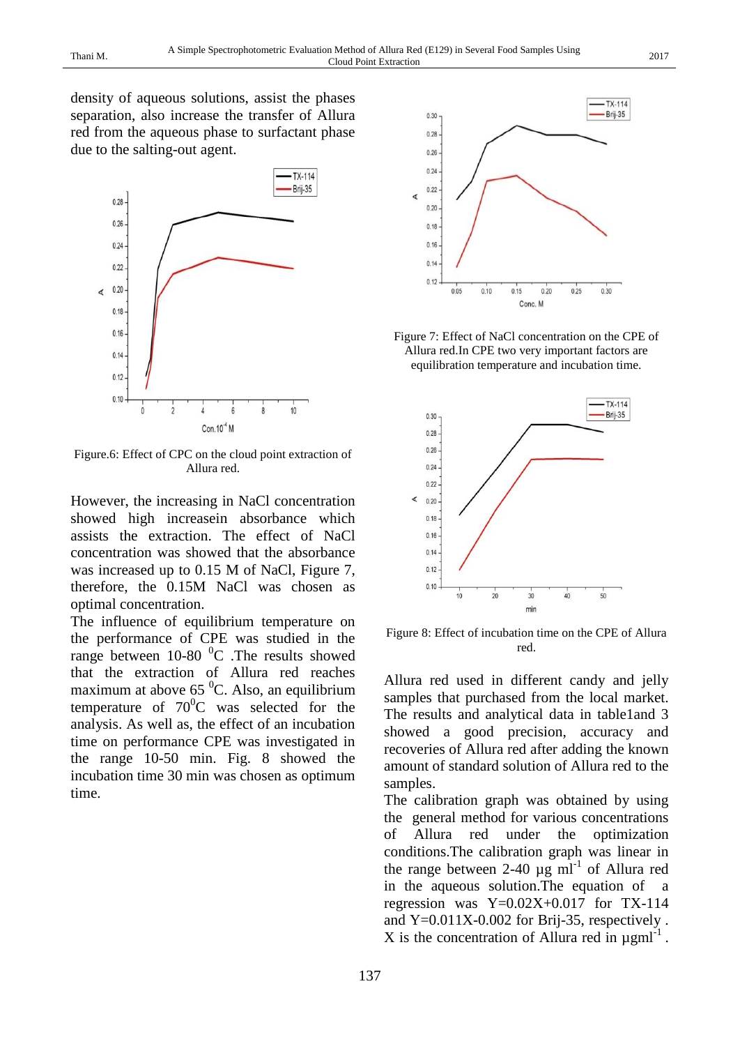density of aqueous solutions, assist the phases separation, also increase the transfer of Allura red from the aqueous phase to surfactant phase due to the salting-out agent.

Figure.6: Effect of CPC on the cloud point extraction of Allura red.

However, the increasing in NaCl concentration showed high increasein absorbance which assists the extraction. The effect of NaCl concentration was showed that the absorbance was increased up to 0.15 M of NaCl, Figure 7, therefore, the 0.15M NaCl was chosen as optimal concentration.

The influence of equilibrium temperature on the performance of CPE was studied in the range between 10-80 $^{0}$C .The results showed that the extraction of Allura red reaches maximum at above 65 $^{0}$C. Also, an equilibrium temperature of 70$^{0}$C was selected for the analysis. As well as, the effect of an incubation time on performance CPE was investigated in the range 10-50 min. Fig. 8 showed the incubation time 30 min was chosen as optimum time.

Figure 7: Effect of NaCl concentration on the CPE of Allura red.In CPE two very important factors are equilibration temperature and incubation time.

Figure 8: Effect of incubation time on the CPE of Allura red.

Allura red used in different candy and jelly samples that purchased from the local market. The results and analytical data in table1and 3 showed a good precision, accuracy and recoveries of Allura red after adding the known amount of standard solution of Allura red to the samples.

The calibration graph was obtained by using the general method for various concentrations of Allura red under the optimization conditions.The calibration graph was linear in the range between 2-40 µg ml$^{-1}$ of Allura red in the aqueous solution.The equation of a regression was Y=0.02X+0.017 for TX-114 and Y=0.011X-0.002 for Brij-35, respectively . X is the concentration of Allura red in µgml$^{-1}$ .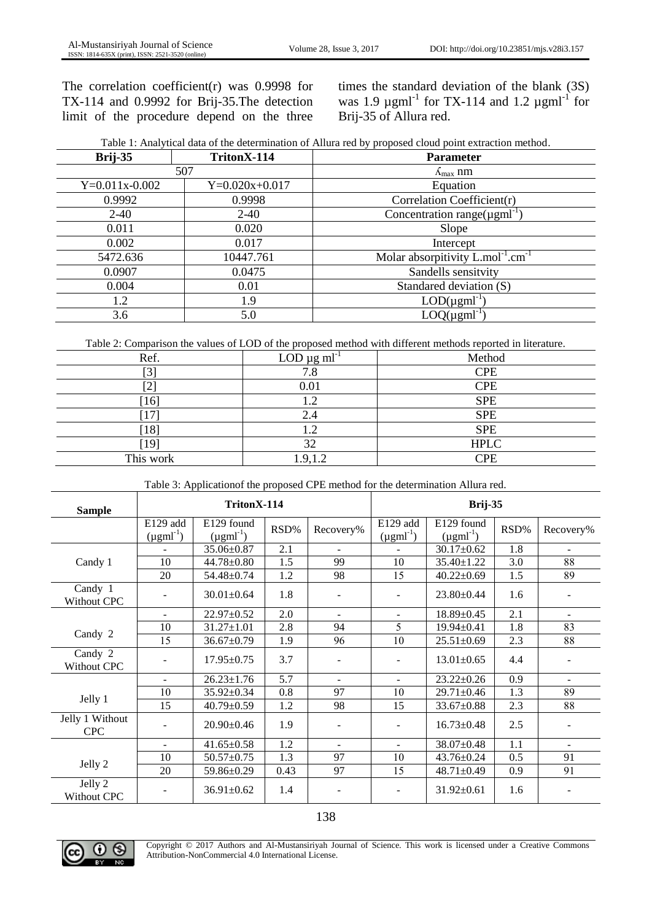The correlation coefficient(r) was 0.9998 for TX-114 and 0.9992 for Brij-35.The detection limit of the procedure depend on the three times the standard deviation of the blank (3S) was 1.9 µgml$^{-1}$ for TX-114 and 1.2 µgml$^{-1}$ for Brij-35 of Allura red.

Table 1: Analytical data of the determination of Allura red by proposed cloud point extraction method.

| Brij-35 | TritonX-114 | Parameter |
|---|---|---|
| 507 | | $\lambda_{max}$ nm |
| Y=0.011x-0.002 | Y=0.020x+0.017 | Equation |
| 0.9992 | 0.9998 | Correlation Coefficient(r) |
| 2-40 | 2-40 | Concentration range(µgml$^{-1}$) |
| 0.011 | 0.020 | Slope |
| 0.002 | 0.017 | Intercept |
| 5472.636 | 10447.761 | Molar absorpitivity L.mol$^{-1}$.cm$^{-1}$ |
| 0.0907 | 0.0475 | Sandells sensitvity |
| 0.004 | 0.01 | Standared deviation (S) |
| 1.2 | 1.9 | LOD(µgml$^{-1}$) |
| 3.6 | 5.0 | LOQ(µgml$^{-1}$) |

Table 2: Comparison the values of LOD of the proposed method with different methods reported in literature.

| Ref. | LOD µg ml$^{-1}$ | Method |
|---|---|---|
| [3] | 7.8 | CPE |
| [2] | 0.01 | CPE |
| [16] | 1.2 | SPE |
| [17] | 2.4 | SPE |
| [18] | 1.2 | SPE |
| [19] | 32 | HPLC |
| This work | 1.9,1.2 | CPE |

Table 3: Applicationof the proposed CPE method for the determination Allura red.

| Sample | TritonX-114 | | | | Brij-35 | | | |
|---|---|---|---|---|---|---|---|---|
| | E129 add (µgml$^{-1}$) | E129 found (µgml$^{-1}$) | RSD% | Recovery% | E129 add (µgml$^{-1}$) | E129 found (µgml$^{-1}$) | RSD% | Recovery% |
| Candy 1 | - | 35.06±0.87 | 2.1 | - | - | 30.17±0.62 | 1.8 | - |
| | 10 | 44.78±0.80 | 1.5 | 99 | 10 | 35.40±1.22 | 3.0 | 88 |
| | 20 | 54.48±0.74 | 1.2 | 98 | 15 | 40.22±0.69 | 1.5 | 89 |
| Candy 1 Without CPC | - | 30.01±0.64 | 1.8 | - | - | 23.80±0.44 | 1.6 | - |
| Candy 2 | - | 22.97±0.52 | 2.0 | - | - | 18.89±0.45 | 2.1 | - |
| | 10 | 31.27±1.01 | 2.8 | 94 | 5 | 19.94±0.41 | 1.8 | 83 |
| | 15 | 36.67±0.79 | 1.9 | 96 | 10 | 25.51±0.69 | 2.3 | 88 |
| Candy 2 Without CPC | - | 17.95±0.75 | 3.7 | - | - | 13.01±0.65 | 4.4 | - |
| Jelly 1 | - | 26.23±1.76 | 5.7 | - | - | 23.22±0.26 | 0.9 | - |
| | 10 | 35.92±0.34 | 0.8 | 97 | 10 | 29.71±0.46 | 1.3 | 89 |
| | 15 | 40.79±0.59 | 1.2 | 98 | 15 | 33.67±0.88 | 2.3 | 88 |
| Jelly 1 Without CPC | - | 20.90±0.46 | 1.9 | - | - | 16.73±0.48 | 2.5 | - |
| Jelly 2 | - | 41.65±0.58 | 1.2 | - | - | 38.07±0.48 | 1.1 | - |
| | 10 | 50.57±0.75 | 1.3 | 97 | 10 | 43.76±0.24 | 0.5 | 91 |
| | 20 | 59.86±0.29 | 0.43 | 97 | 15 | 48.71±0.49 | 0.9 | 91 |
| Jelly 2 Without CPC | - | 36.91±0.62 | 1.4 | - | - | 31.92±0.61 | 1.6 | - |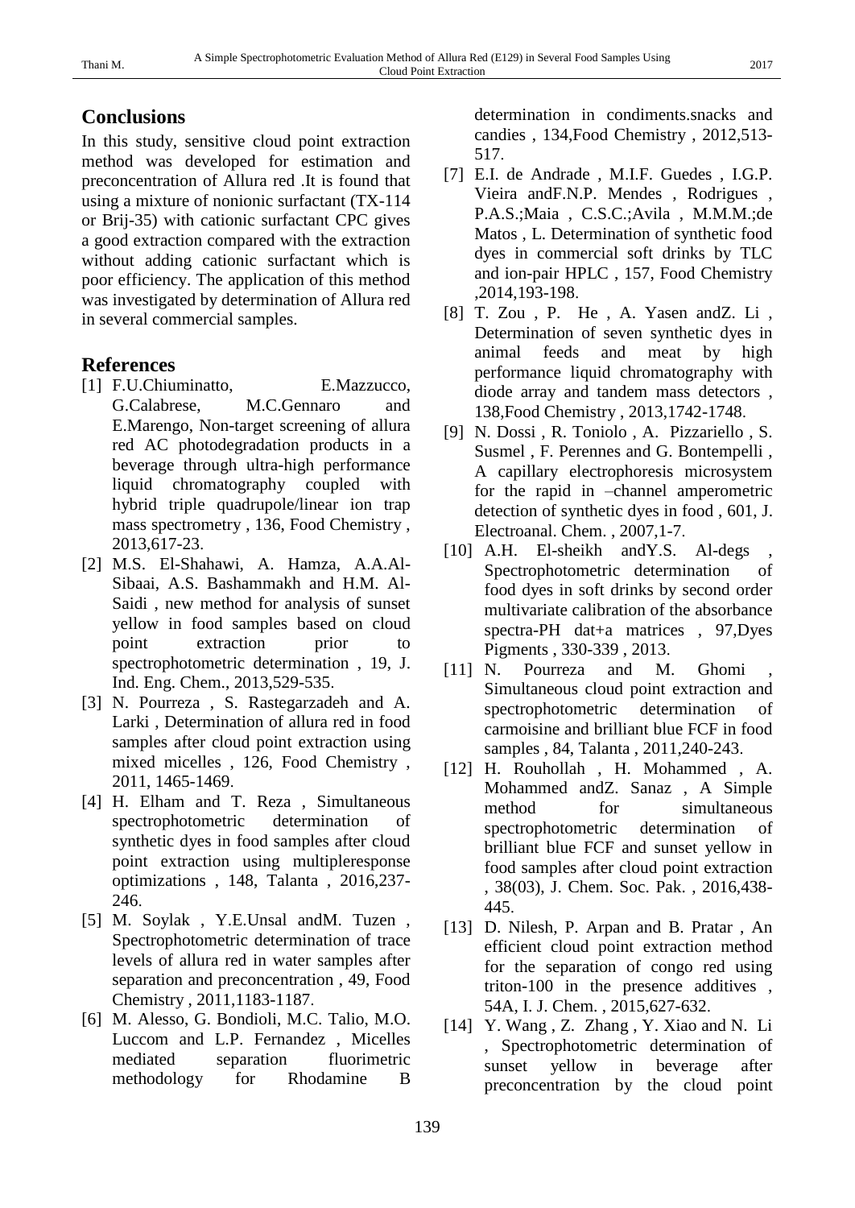## Conclusions

In this study, sensitive cloud point extraction method was developed for estimation and preconcentration of Allura red .It is found that using a mixture of nonionic surfactant (TX-114 or Brij-35) with cationic surfactant CPC gives a good extraction compared with the extraction without adding cationic surfactant which is poor efficiency. The application of this method was investigated by determination of Allura red in several commercial samples.

## References

[1] F.U.Chiuminatto, E.Mazzucco, G.Calabrese, M.C.Gennaro and E.Marengo, Non-target screening of allura red AC photodegradation products in a beverage through ultra-high performance liquid chromatography coupled with hybrid triple quadrupole/linear ion trap mass spectrometry , 136, Food Chemistry , 2013,617-23.

[2] M.S. El-Shahawi, A. Hamza, A.A.Al-Sibaai, A.S. Bashammakh and H.M. Al-Saidi , new method for analysis of sunset yellow in food samples based on cloud point extraction prior to spectrophotometric determination , 19, J. Ind. Eng. Chem., 2013,529-535.

[3] N. Pourreza , S. Rastegarzadeh and A. Larki , Determination of allura red in food samples after cloud point extraction using mixed micelles , 126, Food Chemistry , 2011, 1465-1469.

[4] H. Elham and T. Reza , Simultaneous spectrophotometric determination of synthetic dyes in food samples after cloud point extraction using multipleresponse optimizations , 148, Talanta , 2016,237-246.

[5] M. Soylak , Y.E.Unsal andM. Tuzen , Spectrophotometric determination of trace levels of allura red in water samples after separation and preconcentration , 49, Food Chemistry , 2011,1183-1187.

[6] M. Alesso, G. Bondioli, M.C. Talio, M.O. Luccom and L.P. Fernandez , Micelles mediated separation fluorimetric methodology for Rhodamine B determination in condiments.snacks and candies , 134,Food Chemistry , 2012,513-517.

[7] E.I. de Andrade , M.I.F. Guedes , I.G.P. Vieira andF.N.P. Mendes , Rodrigues , P.A.S.;Maia , C.S.C.;Avila , M.M.M.;de Matos , L. Determination of synthetic food dyes in commercial soft drinks by TLC and ion-pair HPLC , 157, Food Chemistry ,2014,193-198.

[8] T. Zou , P. He , A. Yasen andZ. Li , Determination of seven synthetic dyes in animal feeds and meat by high performance liquid chromatography with diode array and tandem mass detectors , 138,Food Chemistry , 2013,1742-1748.

[9] N. Dossi , R. Toniolo , A. Pizzariello , S. Susmel , F. Perennes and G. Bontempelli , A capillary electrophoresis microsystem for the rapid in –channel amperometric detection of synthetic dyes in food , 601, J. Electroanal. Chem. , 2007,1-7.

[10] A.H. El-sheikh andY.S. Al-degs , Spectrophotometric determination of food dyes in soft drinks by second order multivariate calibration of the absorbance spectra-PH dat+a matrices , 97,Dyes Pigments , 330-339 , 2013.

[11] N. Pourreza and M. Ghomi , Simultaneous cloud point extraction and spectrophotometric determination of carmoisine and brilliant blue FCF in food samples , 84, Talanta , 2011,240-243.

[12] H. Rouhollah , H. Mohammed , A. Mohammed andZ. Sanaz , A Simple method for simultaneous spectrophotometric determination of brilliant blue FCF and sunset yellow in food samples after cloud point extraction , 38(03), J. Chem. Soc. Pak. , 2016,438-445.

[13] D. Nilesh, P. Arpan and B. Pratar , An efficient cloud point extraction method for the separation of congo red using triton-100 in the presence additives , 54A, I. J. Chem. , 2015,627-632.

[14] Y. Wang , Z. Zhang , Y. Xiao and N. Li , Spectrophotometric determination of sunset yellow in beverage after preconcentration by the cloud point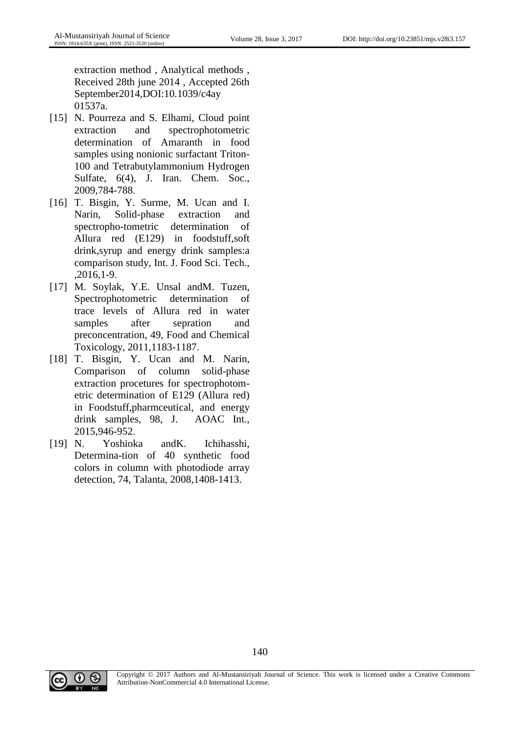extraction method , Analytical methods , Received 28th june 2014 , Accepted 26th September2014,DOI:10.1039/c4ay 01537a.

[15] N. Pourreza and S. Elhami, Cloud point extraction and spectrophotometric determination of Amaranth in food samples using nonionic surfactant Triton-100 and Tetrabutylammonium Hydrogen Sulfate, 6(4), J. Iran. Chem. Soc., 2009,784-788.

[16] T. Bisgin, Y. Surme, M. Ucan and I. Narin, Solid-phase extraction and spectropho-tometric determination of Allura red (E129) in foodstuff,soft drink,syrup and energy drink samples:a comparison study, Int. J. Food Sci. Tech., ,2016,1-9.

[17] M. Soylak, Y.E. Unsal andM. Tuzen, Spectrophotometric determination of trace levels of Allura red in water samples after sepration and preconcentration, 49, Food and Chemical Toxicology, 2011,1183-1187.

[18] T. Bisgin, Y. Ucan and M. Narin, Comparison of column solid-phase extraction procetures for spectrophotom-etric determination of E129 (Allura red) in Foodstuff,pharmceutical, and energy drink samples, 98, J. AOAC Int., 2015,946-952.

[19] N. Yoshioka andK. Ichihasshi, Determina-tion of 40 synthetic food colors in column with photodiode array detection, 74, Talanta, 2008,1408-1413.